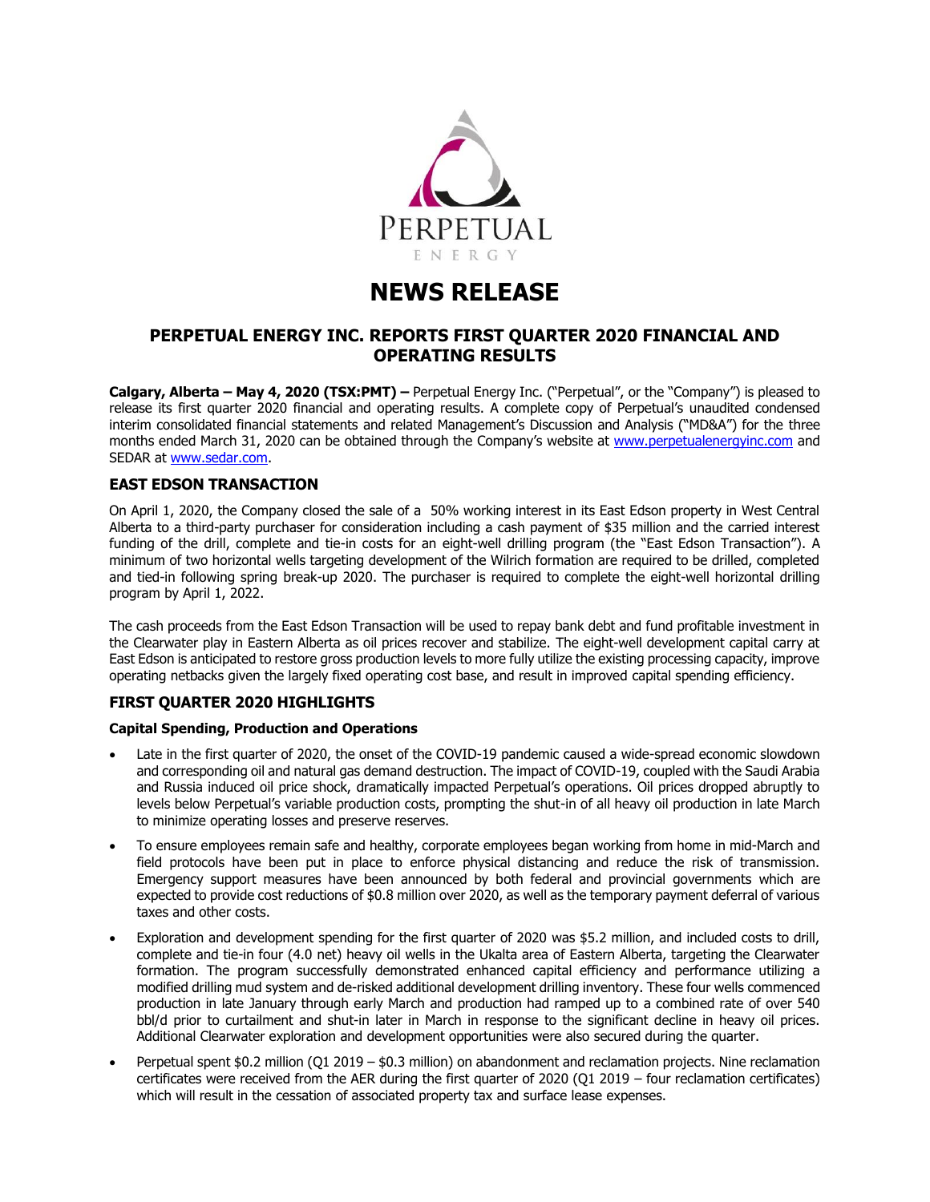PERPETUAL
ENERGY

# NEWS RELEASE

## PERPETUAL ENERGY INC. REPORTS FIRST QUARTER 2020 FINANCIAL AND OPERATING RESULTS

**Calgary, Alberta – May 4, 2020 (TSX:PMT) –** Perpetual Energy Inc. ("Perpetual", or the "Company") is pleased to release its first quarter 2020 financial and operating results. A complete copy of Perpetual's unaudited condensed interim consolidated financial statements and related Management's Discussion and Analysis ("MD&A") for the three months ended March 31, 2020 can be obtained through the Company's website at www.perpetualenergyinc.com and SEDAR at www.sedar.com.

### EAST EDSON TRANSACTION

On April 1, 2020, the Company closed the sale of a 50% working interest in its East Edson property in West Central Alberta to a third-party purchaser for consideration including a cash payment of $35 million and the carried interest funding of the drill, complete and tie-in costs for an eight-well drilling program (the "East Edson Transaction"). A minimum of two horizontal wells targeting development of the Wilrich formation are required to be drilled, completed and tied-in following spring break-up 2020. The purchaser is required to complete the eight-well horizontal drilling program by April 1, 2022.

The cash proceeds from the East Edson Transaction will be used to repay bank debt and fund profitable investment in the Clearwater play in Eastern Alberta as oil prices recover and stabilize. The eight-well development capital carry at East Edson is anticipated to restore gross production levels to more fully utilize the existing processing capacity, improve operating netbacks given the largely fixed operating cost base, and result in improved capital spending efficiency.

### FIRST QUARTER 2020 HIGHLIGHTS

#### Capital Spending, Production and Operations

- Late in the first quarter of 2020, the onset of the COVID-19 pandemic caused a wide-spread economic slowdown and corresponding oil and natural gas demand destruction. The impact of COVID-19, coupled with the Saudi Arabia and Russia induced oil price shock, dramatically impacted Perpetual's operations. Oil prices dropped abruptly to levels below Perpetual's variable production costs, prompting the shut-in of all heavy oil production in late March to minimize operating losses and preserve reserves.
- To ensure employees remain safe and healthy, corporate employees began working from home in mid-March and field protocols have been put in place to enforce physical distancing and reduce the risk of transmission. Emergency support measures have been announced by both federal and provincial governments which are expected to provide cost reductions of $0.8 million over 2020, as well as the temporary payment deferral of various taxes and other costs.
- Exploration and development spending for the first quarter of 2020 was $5.2 million, and included costs to drill, complete and tie-in four (4.0 net) heavy oil wells in the Ukalta area of Eastern Alberta, targeting the Clearwater formation. The program successfully demonstrated enhanced capital efficiency and performance utilizing a modified drilling mud system and de-risked additional development drilling inventory. These four wells commenced production in late January through early March and production had ramped up to a combined rate of over 540 bbl/d prior to curtailment and shut-in later in March in response to the significant decline in heavy oil prices. Additional Clearwater exploration and development opportunities were also secured during the quarter.
- Perpetual spent $0.2 million (Q1 2019 – $0.3 million) on abandonment and reclamation projects. Nine reclamation certificates were received from the AER during the first quarter of 2020 (Q1 2019 – four reclamation certificates) which will result in the cessation of associated property tax and surface lease expenses.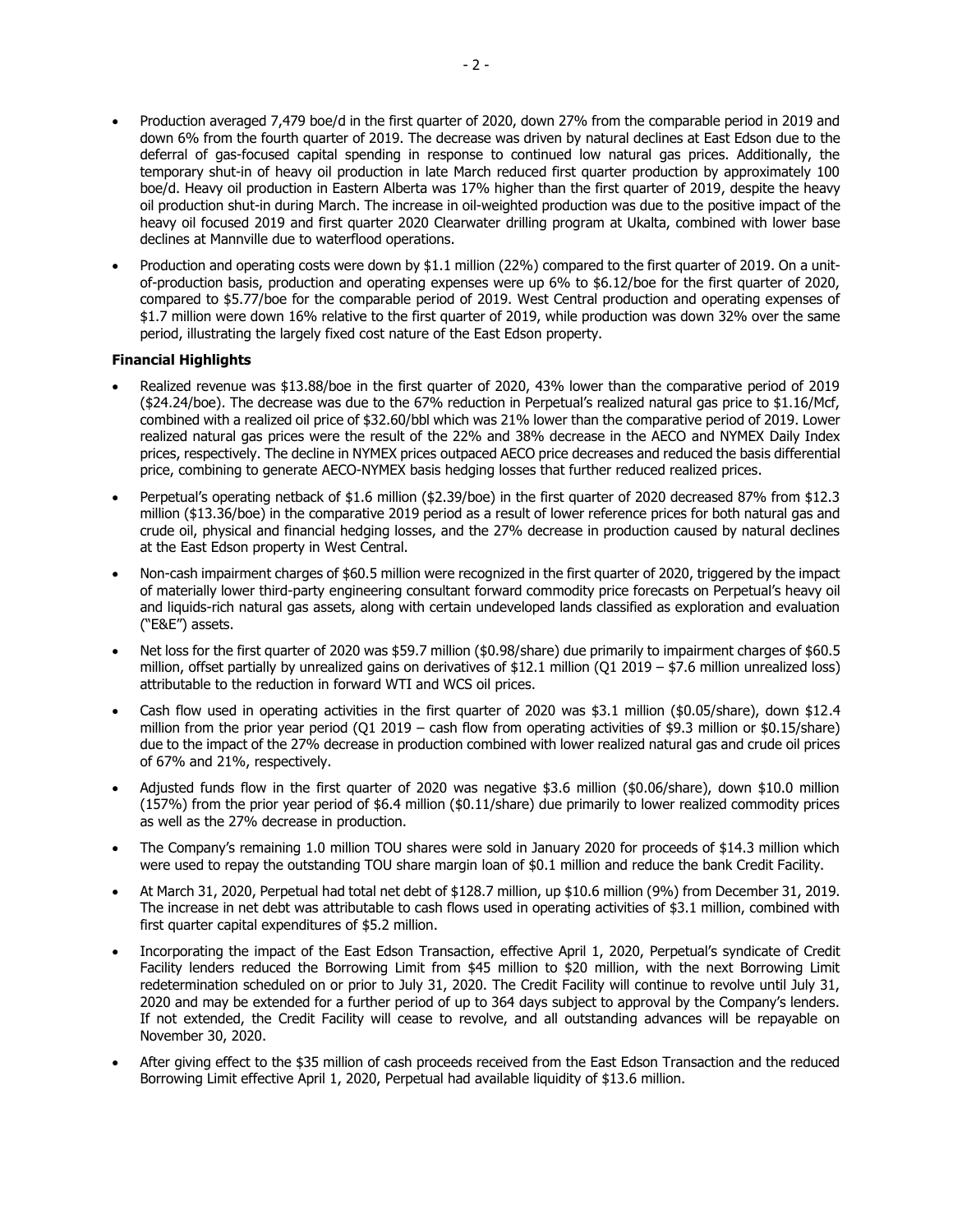- Production averaged 7,479 boe/d in the first quarter of 2020, down 27% from the comparable period in 2019 and down 6% from the fourth quarter of 2019. The decrease was driven by natural declines at East Edson due to the deferral of gas-focused capital spending in response to continued low natural gas prices. Additionally, the temporary shut-in of heavy oil production in late March reduced first quarter production by approximately 100 boe/d. Heavy oil production in Eastern Alberta was 17% higher than the first quarter of 2019, despite the heavy oil production shut-in during March. The increase in oil-weighted production was due to the positive impact of the heavy oil focused 2019 and first quarter 2020 Clearwater drilling program at Ukalta, combined with lower base declines at Mannville due to waterflood operations.
- Production and operating costs were down by $1.1 million (22%) compared to the first quarter of 2019. On a unit-of-production basis, production and operating expenses were up 6% to $6.12/boe for the first quarter of 2020, compared to $5.77/boe for the comparable period of 2019. West Central production and operating expenses of $1.7 million were down 16% relative to the first quarter of 2019, while production was down 32% over the same period, illustrating the largely fixed cost nature of the East Edson property.

**Financial Highlights**

- Realized revenue was $13.88/boe in the first quarter of 2020, 43% lower than the comparative period of 2019 ($24.24/boe). The decrease was due to the 67% reduction in Perpetual's realized natural gas price to $1.16/Mcf, combined with a realized oil price of $32.60/bbl which was 21% lower than the comparative period of 2019. Lower realized natural gas prices were the result of the 22% and 38% decrease in the AECO and NYMEX Daily Index prices, respectively. The decline in NYMEX prices outpaced AECO price decreases and reduced the basis differential price, combining to generate AECO-NYMEX basis hedging losses that further reduced realized prices.
- Perpetual's operating netback of $1.6 million ($2.39/boe) in the first quarter of 2020 decreased 87% from $12.3 million ($13.36/boe) in the comparative 2019 period as a result of lower reference prices for both natural gas and crude oil, physical and financial hedging losses, and the 27% decrease in production caused by natural declines at the East Edson property in West Central.
- Non-cash impairment charges of $60.5 million were recognized in the first quarter of 2020, triggered by the impact of materially lower third-party engineering consultant forward commodity price forecasts on Perpetual's heavy oil and liquids-rich natural gas assets, along with certain undeveloped lands classified as exploration and evaluation ("E&E") assets.
- Net loss for the first quarter of 2020 was $59.7 million ($0.98/share) due primarily to impairment charges of $60.5 million, offset partially by unrealized gains on derivatives of $12.1 million (Q1 2019 – $7.6 million unrealized loss) attributable to the reduction in forward WTI and WCS oil prices.
- Cash flow used in operating activities in the first quarter of 2020 was $3.1 million ($0.05/share), down $12.4 million from the prior year period (Q1 2019 – cash flow from operating activities of $9.3 million or $0.15/share) due to the impact of the 27% decrease in production combined with lower realized natural gas and crude oil prices of 67% and 21%, respectively.
- Adjusted funds flow in the first quarter of 2020 was negative $3.6 million ($0.06/share), down $10.0 million (157%) from the prior year period of $6.4 million ($0.11/share) due primarily to lower realized commodity prices as well as the 27% decrease in production.
- The Company's remaining 1.0 million TOU shares were sold in January 2020 for proceeds of $14.3 million which were used to repay the outstanding TOU share margin loan of $0.1 million and reduce the bank Credit Facility.
- At March 31, 2020, Perpetual had total net debt of $128.7 million, up $10.6 million (9%) from December 31, 2019. The increase in net debt was attributable to cash flows used in operating activities of $3.1 million, combined with first quarter capital expenditures of $5.2 million.
- Incorporating the impact of the East Edson Transaction, effective April 1, 2020, Perpetual's syndicate of Credit Facility lenders reduced the Borrowing Limit from $45 million to $20 million, with the next Borrowing Limit redetermination scheduled on or prior to July 31, 2020. The Credit Facility will continue to revolve until July 31, 2020 and may be extended for a further period of up to 364 days subject to approval by the Company's lenders. If not extended, the Credit Facility will cease to revolve, and all outstanding advances will be repayable on November 30, 2020.
- After giving effect to the $35 million of cash proceeds received from the East Edson Transaction and the reduced Borrowing Limit effective April 1, 2020, Perpetual had available liquidity of $13.6 million.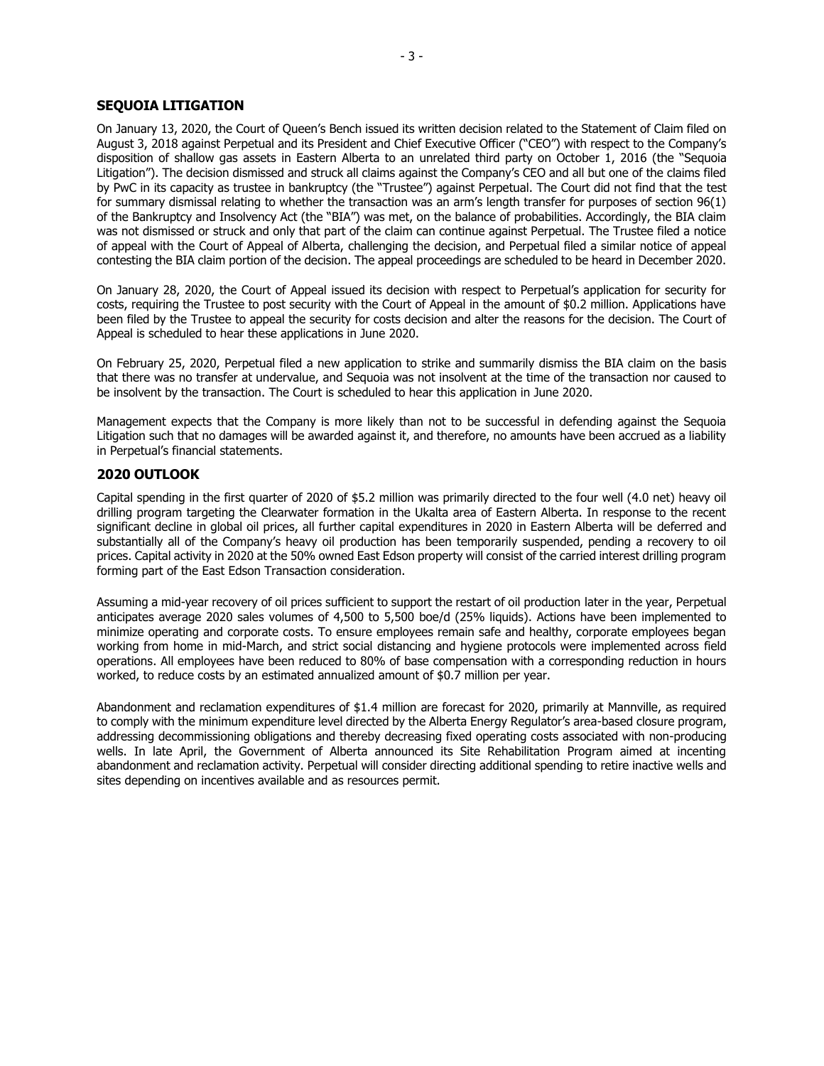## SEQUOIA LITIGATION

On January 13, 2020, the Court of Queen's Bench issued its written decision related to the Statement of Claim filed on August 3, 2018 against Perpetual and its President and Chief Executive Officer ("CEO") with respect to the Company's disposition of shallow gas assets in Eastern Alberta to an unrelated third party on October 1, 2016 (the "Sequoia Litigation"). The decision dismissed and struck all claims against the Company's CEO and all but one of the claims filed by PwC in its capacity as trustee in bankruptcy (the "Trustee") against Perpetual. The Court did not find that the test for summary dismissal relating to whether the transaction was an arm's length transfer for purposes of section 96(1) of the Bankruptcy and Insolvency Act (the "BIA") was met, on the balance of probabilities. Accordingly, the BIA claim was not dismissed or struck and only that part of the claim can continue against Perpetual. The Trustee filed a notice of appeal with the Court of Appeal of Alberta, challenging the decision, and Perpetual filed a similar notice of appeal contesting the BIA claim portion of the decision. The appeal proceedings are scheduled to be heard in December 2020.

On January 28, 2020, the Court of Appeal issued its decision with respect to Perpetual's application for security for costs, requiring the Trustee to post security with the Court of Appeal in the amount of $0.2 million. Applications have been filed by the Trustee to appeal the security for costs decision and alter the reasons for the decision. The Court of Appeal is scheduled to hear these applications in June 2020.

On February 25, 2020, Perpetual filed a new application to strike and summarily dismiss the BIA claim on the basis that there was no transfer at undervalue, and Sequoia was not insolvent at the time of the transaction nor caused to be insolvent by the transaction. The Court is scheduled to hear this application in June 2020.

Management expects that the Company is more likely than not to be successful in defending against the Sequoia Litigation such that no damages will be awarded against it, and therefore, no amounts have been accrued as a liability in Perpetual's financial statements.

## 2020 OUTLOOK

Capital spending in the first quarter of 2020 of $5.2 million was primarily directed to the four well (4.0 net) heavy oil drilling program targeting the Clearwater formation in the Ukalta area of Eastern Alberta. In response to the recent significant decline in global oil prices, all further capital expenditures in 2020 in Eastern Alberta will be deferred and substantially all of the Company's heavy oil production has been temporarily suspended, pending a recovery to oil prices. Capital activity in 2020 at the 50% owned East Edson property will consist of the carried interest drilling program forming part of the East Edson Transaction consideration.

Assuming a mid-year recovery of oil prices sufficient to support the restart of oil production later in the year, Perpetual anticipates average 2020 sales volumes of 4,500 to 5,500 boe/d (25% liquids). Actions have been implemented to minimize operating and corporate costs. To ensure employees remain safe and healthy, corporate employees began working from home in mid-March, and strict social distancing and hygiene protocols were implemented across field operations. All employees have been reduced to 80% of base compensation with a corresponding reduction in hours worked, to reduce costs by an estimated annualized amount of $0.7 million per year.

Abandonment and reclamation expenditures of $1.4 million are forecast for 2020, primarily at Mannville, as required to comply with the minimum expenditure level directed by the Alberta Energy Regulator's area-based closure program, addressing decommissioning obligations and thereby decreasing fixed operating costs associated with non-producing wells. In late April, the Government of Alberta announced its Site Rehabilitation Program aimed at incenting abandonment and reclamation activity. Perpetual will consider directing additional spending to retire inactive wells and sites depending on incentives available and as resources permit.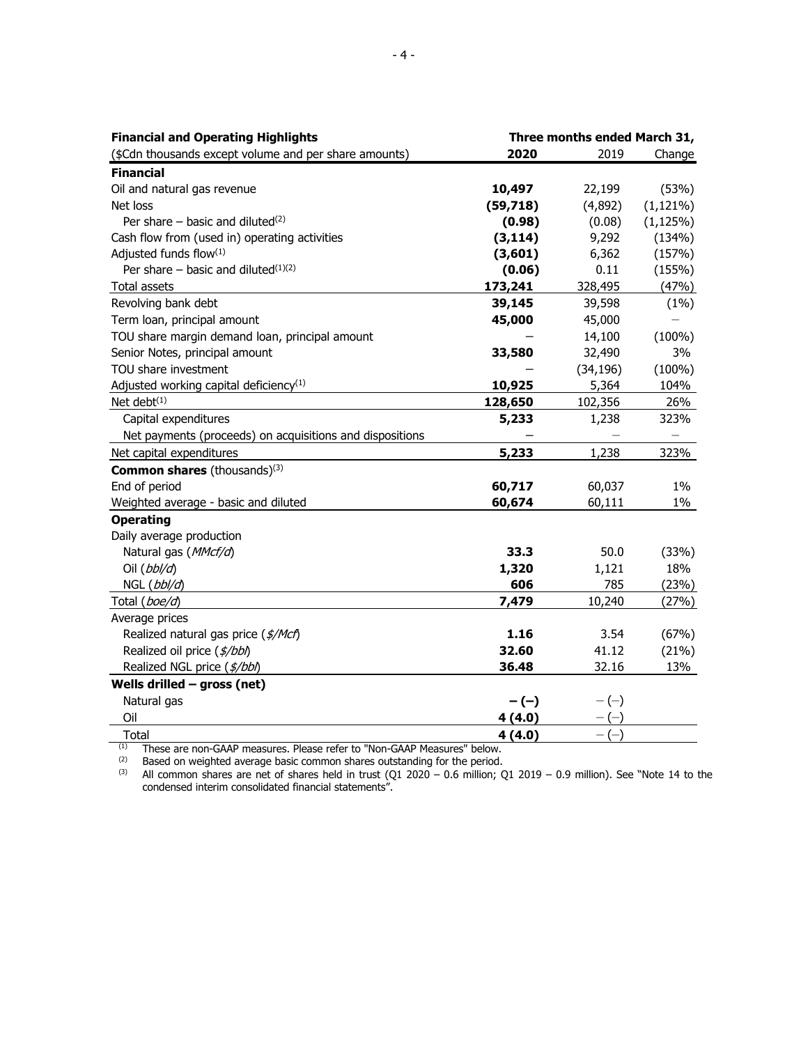| **Financial and Operating Highlights** | Three months ended March 31, | | |
|---|---|---|---|
| ($Cdn thousands except volume and per share amounts) | **2020** | 2019 | Change |
| **Financial** | | | |
| Oil and natural gas revenue | **10,497** | 22,199 | (53%) |
| Net loss | **(59,718)** | (4,892) | (1,121%) |
| Per share – basic and diluted[(2)] | **(0.98)** | (0.08) | (1,125%) |
| Cash flow from (used in) operating activities | **(3,114)** | 9,292 | (134%) |
| Adjusted funds flow[(1)] | **(3,601)** | 6,362 | (157%) |
| Per share – basic and diluted[(1)(2)] | **(0.06)** | 0.11 | (155%) |
| Total assets | **173,241** | 328,495 | (47%) |
| Revolving bank debt | **39,145** | 39,598 | (1%) |
| Term loan, principal amount | **45,000** | 45,000 | – |
| TOU share margin demand loan, principal amount | – | 14,100 | (100%) |
| Senior Notes, principal amount | **33,580** | 32,490 | 3% |
| TOU share investment | – | (34,196) | (100%) |
| Adjusted working capital deficiency[(1)] | **10,925** | 5,364 | 104% |
| Net debt[(1)] | **128,650** | 102,356 | 26% |
| Capital expenditures | **5,233** | 1,238 | 323% |
| Net payments (proceeds) on acquisitions and dispositions | – | – | – |
| Net capital expenditures | **5,233** | 1,238 | 323% |
| **Common shares** (thousands)[(3)] | | | |
| End of period | **60,717** | 60,037 | 1% |
| Weighted average - basic and diluted | **60,674** | 60,111 | 1% |
| **Operating** | | | |
| Daily average production | | | |
| Natural gas (*MMcf/d*) | **33.3** | 50.0 | (33%) |
| Oil (*bbl/d*) | **1,320** | 1,121 | 18% |
| NGL (*bbl/d*) | **606** | 785 | (23%) |
| Total (*boe/d*) | **7,479** | 10,240 | (27%) |
| Average prices | | | |
| Realized natural gas price (*$/Mcf*) | **1.16** | 3.54 | (67%) |
| Realized oil price (*$/bbl*) | **32.60** | 41.12 | (21%) |
| Realized NGL price (*$/bbl*) | **36.48** | 32.16 | 13% |
| **Wells drilled – gross (net)** | | | |
| Natural gas | **– (–)** | – (–) | |
| Oil | **4 (4.0)** | – (–) | |
| Total | **4 (4.0)** | – (–) | |

(1) These are non-GAAP measures. Please refer to "Non-GAAP Measures" below.

(2) Based on weighted average basic common shares outstanding for the period.

(3) All common shares are net of shares held in trust (Q1 2020 – 0.6 million; Q1 2019 – 0.9 million). See "Note 14 to the condensed interim consolidated financial statements".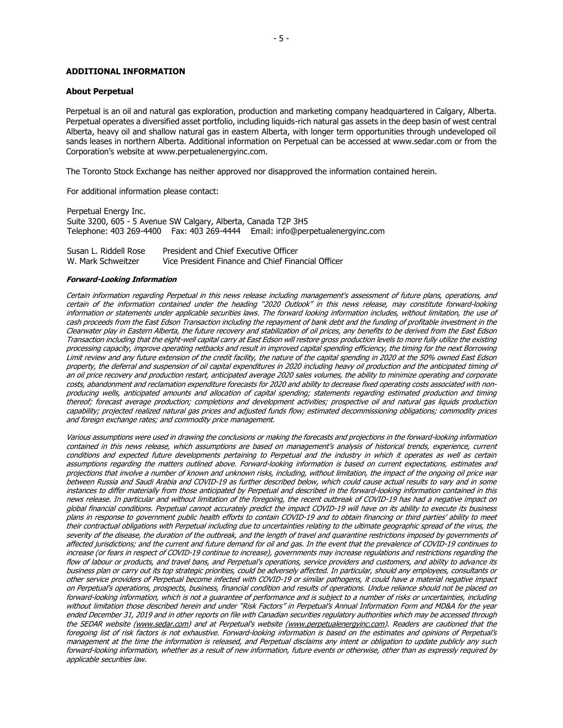## ADDITIONAL INFORMATION

### About Perpetual

Perpetual is an oil and natural gas exploration, production and marketing company headquartered in Calgary, Alberta. Perpetual operates a diversified asset portfolio, including liquids-rich natural gas assets in the deep basin of west central Alberta, heavy oil and shallow natural gas in eastern Alberta, with longer term opportunities through undeveloped oil sands leases in northern Alberta. Additional information on Perpetual can be accessed at www.sedar.com or from the Corporation's website at www.perpetualenergyinc.com.

The Toronto Stock Exchange has neither approved nor disapproved the information contained herein.

For additional information please contact:

Perpetual Energy Inc.
Suite 3200, 605 - 5 Avenue SW Calgary, Alberta, Canada T2P 3H5
Telephone: 403 269-4400 Fax: 403 269-4444 Email: info@perpetualenergyinc.com

| | |
|---|---|
| Susan L. Riddell Rose | President and Chief Executive Officer |
| W. Mark Schweitzer | Vice President Finance and Chief Financial Officer |

***Forward-Looking Information***

*Certain information regarding Perpetual in this news release including management's assessment of future plans, operations, and certain of the information contained under the heading "2020 Outlook" in this news release, may constitute forward-looking information or statements under applicable securities laws. The forward looking information includes, without limitation, the use of cash proceeds from the East Edson Transaction including the repayment of bank debt and the funding of profitable investment in the Clearwater play in Eastern Alberta, the future recovery and stabilization of oil prices, any benefits to be derived from the East Edson Transaction including that the eight-well capital carry at East Edson will restore gross production levels to more fully utilize the existing processing capacity, improve operating netbacks and result in improved capital spending efficiency, the timing for the next Borrowing Limit review and any future extension of the credit facility, the nature of the capital spending in 2020 at the 50% owned East Edson property, the deferral and suspension of oil capital expenditures in 2020 including heavy oil production and the anticipated timing of an oil price recovery and production restart, anticipated average 2020 sales volumes, the ability to minimize operating and corporate costs, abandonment and reclamation expenditure forecasts for 2020 and ability to decrease fixed operating costs associated with non-producing wells, anticipated amounts and allocation of capital spending; statements regarding estimated production and timing thereof; forecast average production; completions and development activities; prospective oil and natural gas liquids production capability; projected realized natural gas prices and adjusted funds flow; estimated decommissioning obligations; commodity prices and foreign exchange rates; and commodity price management.*

*Various assumptions were used in drawing the conclusions or making the forecasts and projections in the forward-looking information contained in this news release, which assumptions are based on management's analysis of historical trends, experience, current conditions and expected future developments pertaining to Perpetual and the industry in which it operates as well as certain assumptions regarding the matters outlined above. Forward-looking information is based on current expectations, estimates and projections that involve a number of known and unknown risks, including, without limitation, the impact of the ongoing oil price war between Russia and Saudi Arabia and COVID-19 as further described below, which could cause actual results to vary and in some instances to differ materially from those anticipated by Perpetual and described in the forward-looking information contained in this news release. In particular and without limitation of the foregoing, the recent outbreak of COVID-19 has had a negative impact on global financial conditions. Perpetual cannot accurately predict the impact COVID-19 will have on its ability to execute its business plans in response to government public health efforts to contain COVID-19 and to obtain financing or third parties' ability to meet their contractual obligations with Perpetual including due to uncertainties relating to the ultimate geographic spread of the virus, the severity of the disease, the duration of the outbreak, and the length of travel and quarantine restrictions imposed by governments of affected jurisdictions; and the current and future demand for oil and gas. In the event that the prevalence of COVID-19 continues to increase (or fears in respect of COVID-19 continue to increase), governments may increase regulations and restrictions regarding the flow of labour or products, and travel bans, and Perpetual's operations, service providers and customers, and ability to advance its business plan or carry out its top strategic priorities, could be adversely affected. In particular, should any employees, consultants or other service providers of Perpetual become infected with COVID-19 or similar pathogens, it could have a material negative impact on Perpetual's operations, prospects, business, financial condition and results of operations. Undue reliance should not be placed on forward-looking information, which is not a guarantee of performance and is subject to a number of risks or uncertainties, including without limitation those described herein and under "Risk Factors" in Perpetual's Annual Information Form and MD&A for the year ended December 31, 2019 and in other reports on file with Canadian securities regulatory authorities which may be accessed through the SEDAR website (www.sedar.com) and at Perpetual's website (www.perpetualenergyinc.com). Readers are cautioned that the foregoing list of risk factors is not exhaustive. Forward-looking information is based on the estimates and opinions of Perpetual's management at the time the information is released, and Perpetual disclaims any intent or obligation to update publicly any such forward-looking information, whether as a result of new information, future events or otherwise, other than as expressly required by applicable securities law.*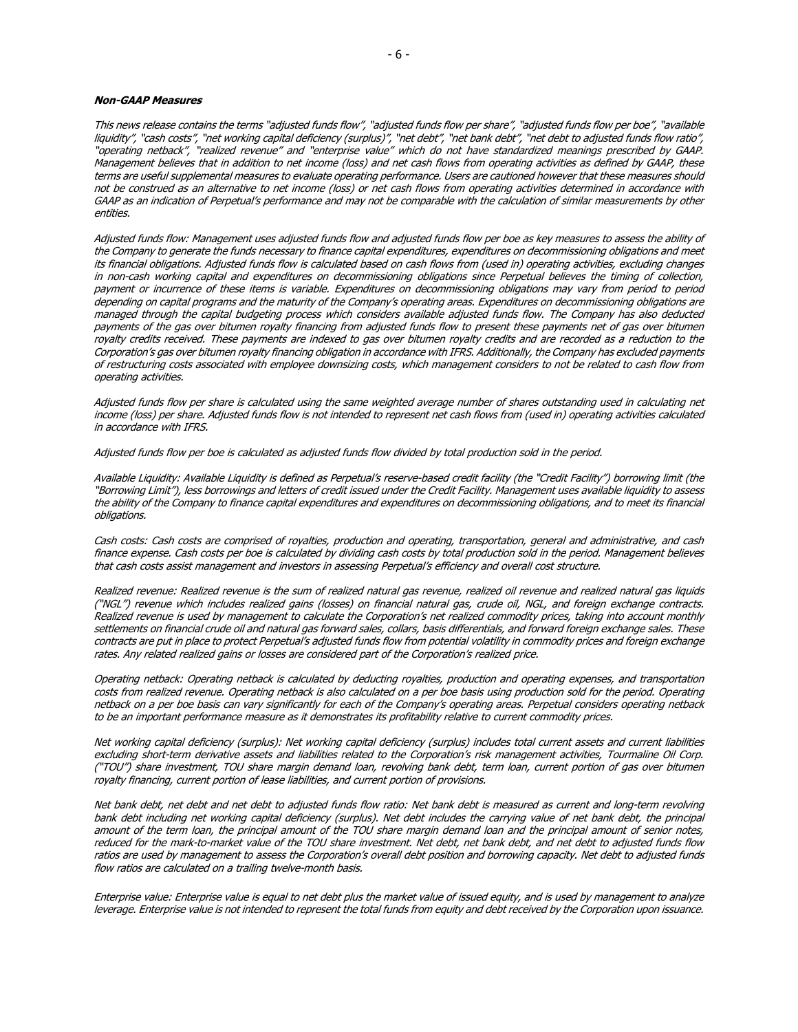***Non-GAAP Measures***

*This news release contains the terms "adjusted funds flow", "adjusted funds flow per share", "adjusted funds flow per boe", "available liquidity", "cash costs", "net working capital deficiency (surplus)", "net debt", "net bank debt", "net debt to adjusted funds flow ratio", "operating netback", "realized revenue" and "enterprise value" which do not have standardized meanings prescribed by GAAP. Management believes that in addition to net income (loss) and net cash flows from operating activities as defined by GAAP, these terms are useful supplemental measures to evaluate operating performance. Users are cautioned however that these measures should not be construed as an alternative to net income (loss) or net cash flows from operating activities determined in accordance with GAAP as an indication of Perpetual's performance and may not be comparable with the calculation of similar measurements by other entities.*

*Adjusted funds flow: Management uses adjusted funds flow and adjusted funds flow per boe as key measures to assess the ability of the Company to generate the funds necessary to finance capital expenditures, expenditures on decommissioning obligations and meet its financial obligations. Adjusted funds flow is calculated based on cash flows from (used in) operating activities, excluding changes in non-cash working capital and expenditures on decommissioning obligations since Perpetual believes the timing of collection, payment or incurrence of these items is variable. Expenditures on decommissioning obligations may vary from period to period depending on capital programs and the maturity of the Company's operating areas. Expenditures on decommissioning obligations are managed through the capital budgeting process which considers available adjusted funds flow. The Company has also deducted payments of the gas over bitumen royalty financing from adjusted funds flow to present these payments net of gas over bitumen royalty credits received. These payments are indexed to gas over bitumen royalty credits and are recorded as a reduction to the Corporation's gas over bitumen royalty financing obligation in accordance with IFRS. Additionally, the Company has excluded payments of restructuring costs associated with employee downsizing costs, which management considers to not be related to cash flow from operating activities.*

*Adjusted funds flow per share is calculated using the same weighted average number of shares outstanding used in calculating net income (loss) per share. Adjusted funds flow is not intended to represent net cash flows from (used in) operating activities calculated in accordance with IFRS.*

*Adjusted funds flow per boe is calculated as adjusted funds flow divided by total production sold in the period.*

*Available Liquidity: Available Liquidity is defined as Perpetual's reserve-based credit facility (the "Credit Facility") borrowing limit (the "Borrowing Limit"), less borrowings and letters of credit issued under the Credit Facility. Management uses available liquidity to assess the ability of the Company to finance capital expenditures and expenditures on decommissioning obligations, and to meet its financial obligations.*

*Cash costs: Cash costs are comprised of royalties, production and operating, transportation, general and administrative, and cash finance expense. Cash costs per boe is calculated by dividing cash costs by total production sold in the period. Management believes that cash costs assist management and investors in assessing Perpetual's efficiency and overall cost structure.*

*Realized revenue: Realized revenue is the sum of realized natural gas revenue, realized oil revenue and realized natural gas liquids ("NGL") revenue which includes realized gains (losses) on financial natural gas, crude oil, NGL, and foreign exchange contracts. Realized revenue is used by management to calculate the Corporation's net realized commodity prices, taking into account monthly settlements on financial crude oil and natural gas forward sales, collars, basis differentials, and forward foreign exchange sales. These contracts are put in place to protect Perpetual's adjusted funds flow from potential volatility in commodity prices and foreign exchange rates. Any related realized gains or losses are considered part of the Corporation's realized price.*

*Operating netback: Operating netback is calculated by deducting royalties, production and operating expenses, and transportation costs from realized revenue. Operating netback is also calculated on a per boe basis using production sold for the period. Operating netback on a per boe basis can vary significantly for each of the Company's operating areas. Perpetual considers operating netback to be an important performance measure as it demonstrates its profitability relative to current commodity prices.*

*Net working capital deficiency (surplus): Net working capital deficiency (surplus) includes total current assets and current liabilities excluding short-term derivative assets and liabilities related to the Corporation's risk management activities, Tourmaline Oil Corp. ("TOU") share investment, TOU share margin demand loan, revolving bank debt, term loan, current portion of gas over bitumen royalty financing, current portion of lease liabilities, and current portion of provisions.*

*Net bank debt, net debt and net debt to adjusted funds flow ratio: Net bank debt is measured as current and long-term revolving bank debt including net working capital deficiency (surplus). Net debt includes the carrying value of net bank debt, the principal amount of the term loan, the principal amount of the TOU share margin demand loan and the principal amount of senior notes, reduced for the mark-to-market value of the TOU share investment. Net debt, net bank debt, and net debt to adjusted funds flow ratios are used by management to assess the Corporation's overall debt position and borrowing capacity. Net debt to adjusted funds flow ratios are calculated on a trailing twelve-month basis.*

*Enterprise value: Enterprise value is equal to net debt plus the market value of issued equity, and is used by management to analyze leverage. Enterprise value is not intended to represent the total funds from equity and debt received by the Corporation upon issuance.*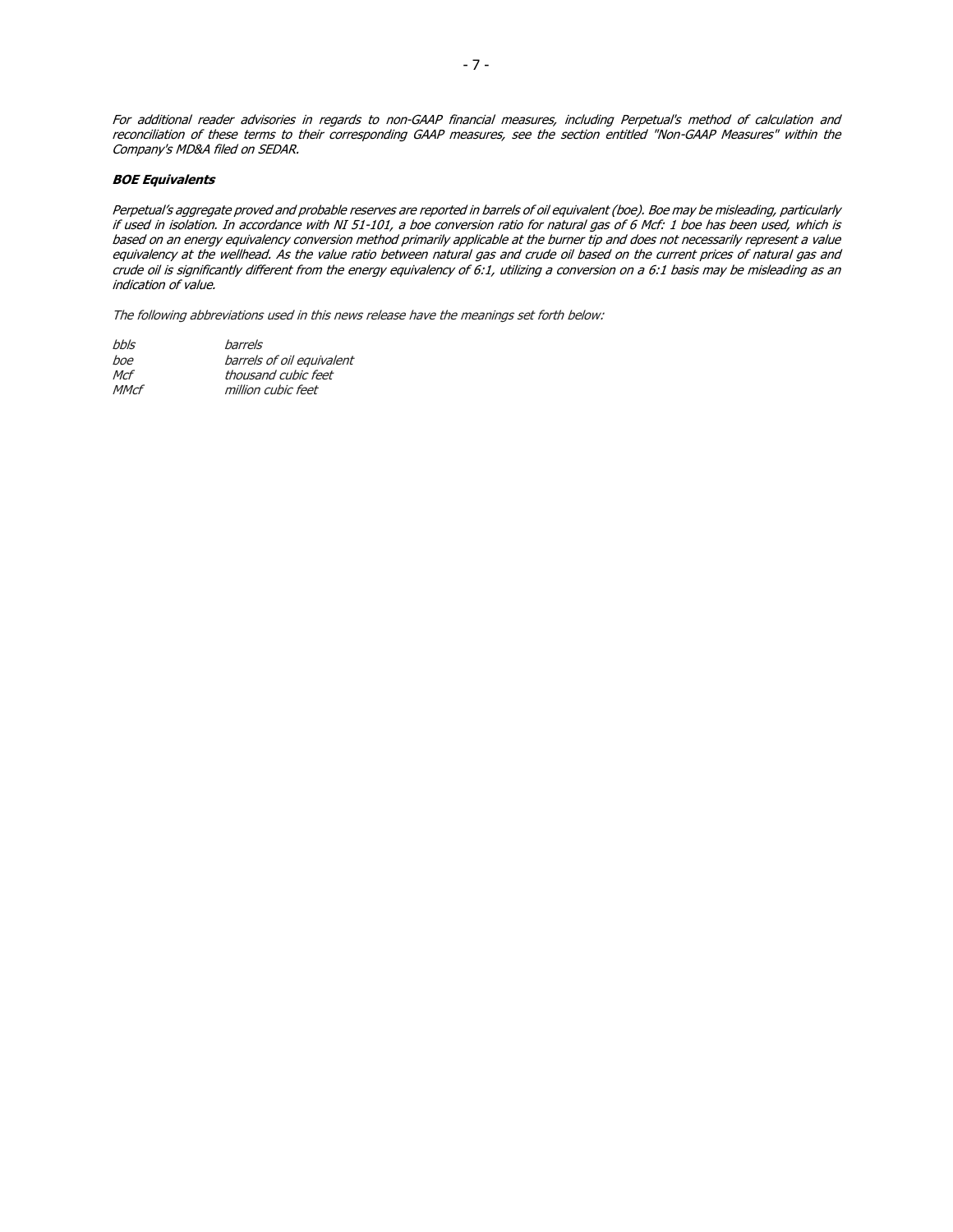*For additional reader advisories in regards to non-GAAP financial measures, including Perpetual's method of calculation and reconciliation of these terms to their corresponding GAAP measures, see the section entitled "Non-GAAP Measures" within the Company's MD&A filed on SEDAR.*

***BOE Equivalents***

*Perpetual's aggregate proved and probable reserves are reported in barrels of oil equivalent (boe). Boe may be misleading, particularly if used in isolation. In accordance with NI 51-101, a boe conversion ratio for natural gas of 6 Mcf: 1 boe has been used, which is based on an energy equivalency conversion method primarily applicable at the burner tip and does not necessarily represent a value equivalency at the wellhead. As the value ratio between natural gas and crude oil based on the current prices of natural gas and crude oil is significantly different from the energy equivalency of 6:1, utilizing a conversion on a 6:1 basis may be misleading as an indication of value.*

*The following abbreviations used in this news release have the meanings set forth below:*

| | |
|---|---|
| *bbls* | *barrels* |
| *boe* | *barrels of oil equivalent* |
| *Mcf* | *thousand cubic feet* |
| *MMcf* | *million cubic feet* |